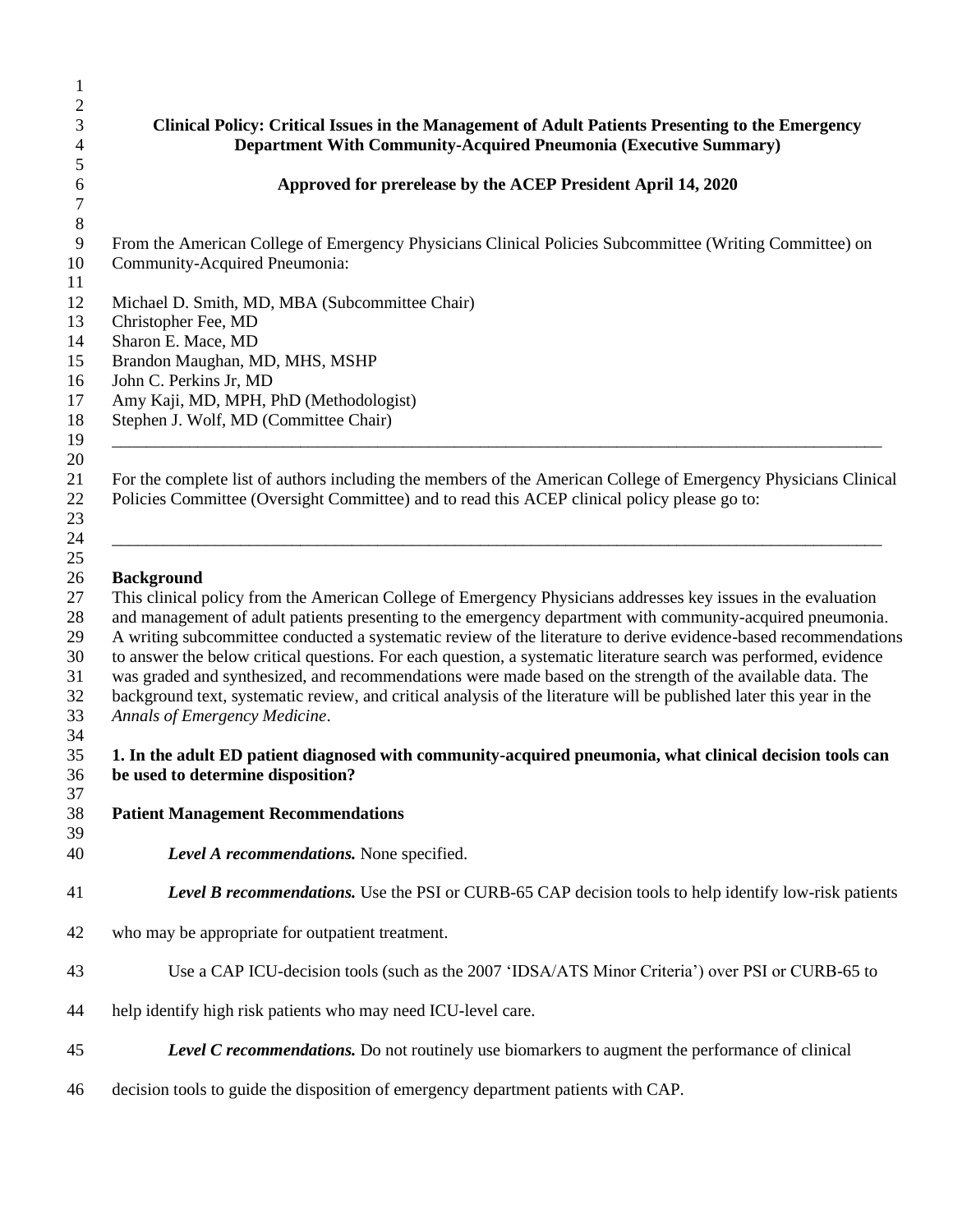# Clinical Policy: Critical Issues in the Management of Adult Patients Presenting to the Emergency Department With Community-Acquired Pneumonia (Executive Summary)

**Approved for prerelease by the ACEP President April 14, 2020**

From the American College of Emergency Physicians Clinical Policies Subcommittee (Writing Committee) on Community-Acquired Pneumonia:

Michael D. Smith, MD, MBA (Subcommittee Chair)
Christopher Fee, MD
Sharon E. Mace, MD
Brandon Maughan, MD, MHS, MSHP
John C. Perkins Jr, MD
Amy Kaji, MD, MPH, PhD (Methodologist)
Stephen J. Wolf, MD (Committee Chair)

---

For the complete list of authors including the members of the American College of Emergency Physicians Clinical Policies Committee (Oversight Committee) and to read this ACEP clinical policy please go to:

---

## Background

This clinical policy from the American College of Emergency Physicians addresses key issues in the evaluation and management of adult patients presenting to the emergency department with community-acquired pneumonia. A writing subcommittee conducted a systematic review of the literature to derive evidence-based recommendations to answer the below critical questions. For each question, a systematic literature search was performed, evidence was graded and synthesized, and recommendations were made based on the strength of the available data. The background text, systematic review, and critical analysis of the literature will be published later this year in the *Annals of Emergency Medicine*.

**1. In the adult ED patient diagnosed with community-acquired pneumonia, what clinical decision tools can be used to determine disposition?**

**Patient Management Recommendations**

***Level A recommendations.*** None specified.

***Level B recommendations.*** Use the PSI or CURB-65 CAP decision tools to help identify low-risk patients who may be appropriate for outpatient treatment.

Use a CAP ICU-decision tools (such as the 2007 'IDSA/ATS Minor Criteria') over PSI or CURB-65 to help identify high risk patients who may need ICU-level care.

***Level C recommendations.*** Do not routinely use biomarkers to augment the performance of clinical decision tools to guide the disposition of emergency department patients with CAP.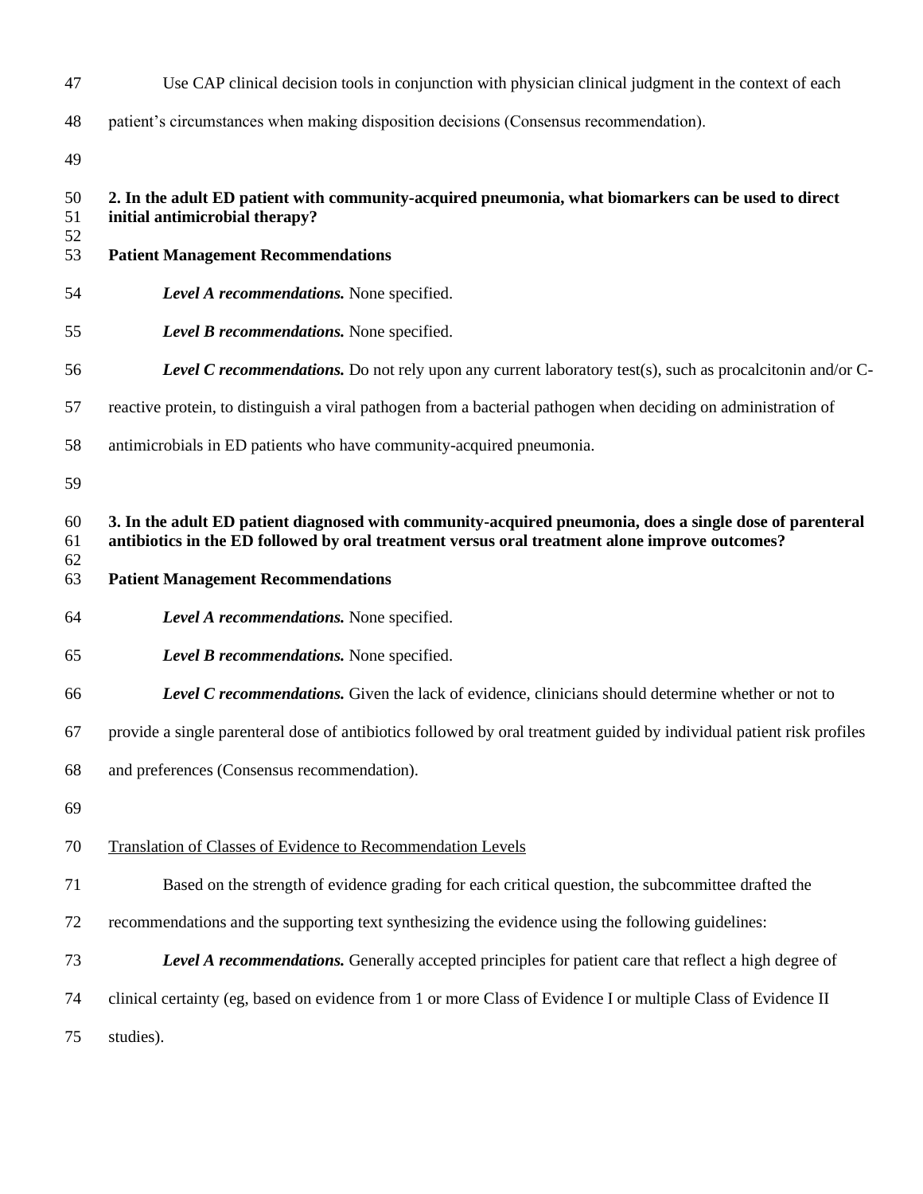Use CAP clinical decision tools in conjunction with physician clinical judgment in the context of each patient's circumstances when making disposition decisions (Consensus recommendation).

**2. In the adult ED patient with community-acquired pneumonia, what biomarkers can be used to direct initial antimicrobial therapy?**

**Patient Management Recommendations**

***Level A recommendations.*** None specified.

***Level B recommendations.*** None specified.

***Level C recommendations.*** Do not rely upon any current laboratory test(s), such as procalcitonin and/or C-reactive protein, to distinguish a viral pathogen from a bacterial pathogen when deciding on administration of antimicrobials in ED patients who have community-acquired pneumonia.

**3. In the adult ED patient diagnosed with community-acquired pneumonia, does a single dose of parenteral antibiotics in the ED followed by oral treatment versus oral treatment alone improve outcomes?**

**Patient Management Recommendations**

***Level A recommendations.*** None specified.

***Level B recommendations.*** None specified.

***Level C recommendations.*** Given the lack of evidence, clinicians should determine whether or not to provide a single parenteral dose of antibiotics followed by oral treatment guided by individual patient risk profiles and preferences (Consensus recommendation).

<u>Translation of Classes of Evidence to Recommendation Levels</u>

Based on the strength of evidence grading for each critical question, the subcommittee drafted the recommendations and the supporting text synthesizing the evidence using the following guidelines:

***Level A recommendations.*** Generally accepted principles for patient care that reflect a high degree of clinical certainty (eg, based on evidence from 1 or more Class of Evidence I or multiple Class of Evidence II studies).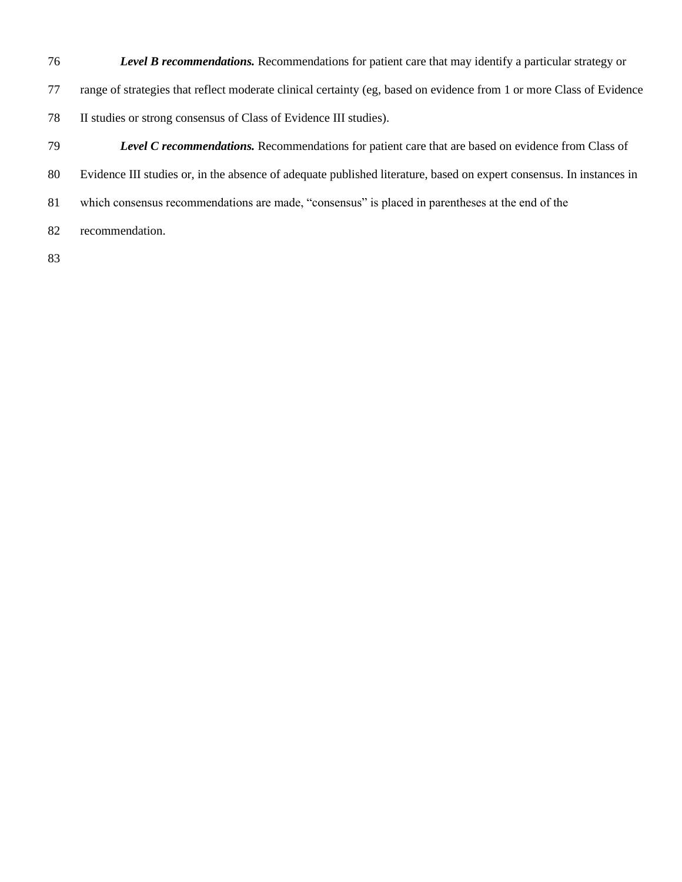***Level B recommendations.*** Recommendations for patient care that may identify a particular strategy or range of strategies that reflect moderate clinical certainty (eg, based on evidence from 1 or more Class of Evidence II studies or strong consensus of Class of Evidence III studies).

***Level C recommendations.*** Recommendations for patient care that are based on evidence from Class of Evidence III studies or, in the absence of adequate published literature, based on expert consensus. In instances in which consensus recommendations are made, “consensus” is placed in parentheses at the end of the recommendation.